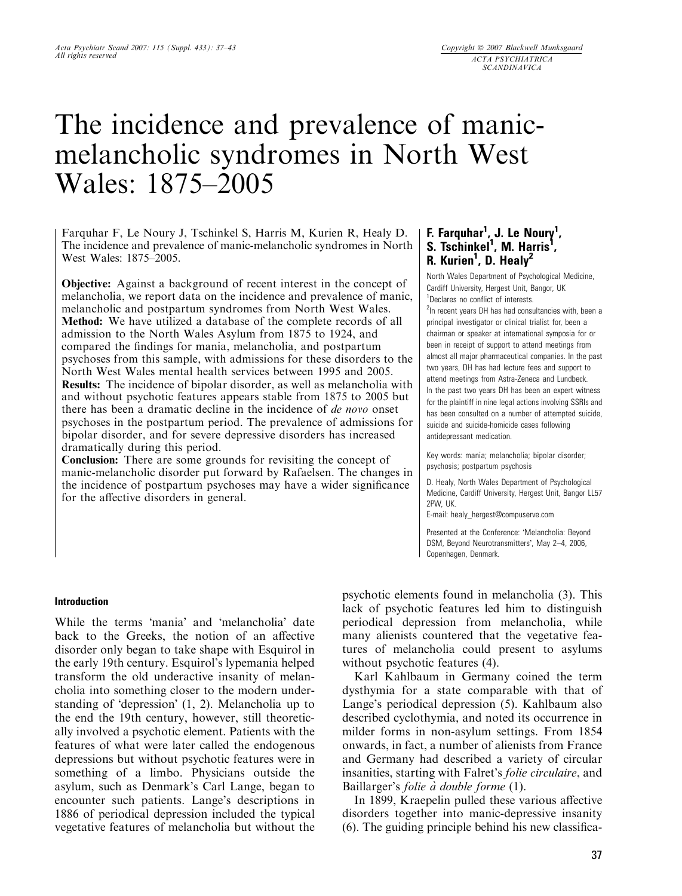# The incidence and prevalence of manic-melancholic syndromes in North West Wales: 1875–2005

Farquhar F, Le Noury J, Tschinkel S, Harris M, Kurien R, Healy D. The incidence and prevalence of manic-melancholic syndromes in North West Wales: 1875–2005.

**Objective:** Against a background of recent interest in the concept of melancholia, we report data on the incidence and prevalence of manic, melancholic and postpartum syndromes from North West Wales.

**Method:** We have utilized a database of the complete records of all admission to the North Wales Asylum from 1875 to 1924, and compared the findings for mania, melancholia, and postpartum psychoses from this sample, with admissions for these disorders to the North West Wales mental health services between 1995 and 2005.

**Results:** The incidence of bipolar disorder, as well as melancholia with and without psychotic features appears stable from 1875 to 2005 but there has been a dramatic decline in the incidence of *de novo* onset psychoses in the postpartum period. The prevalence of admissions for bipolar disorder, and for severe depressive disorders has increased dramatically during this period.

**Conclusion:** There are some grounds for revisiting the concept of manic-melancholic disorder put forward by Rafaelsen. The changes in the incidence of postpartum psychoses may have a wider significance for the affective disorders in general.

**F. Farquhar[1], J. Le Noury[1], S. Tschinkel[1], M. Harris[1], R. Kurien[1], D. Healy[2]**

North Wales Department of Psychological Medicine, Cardiff University, Hergest Unit, Bangor, UK

[1]Declares no conflict of interests.

[2]In recent years DH has had consultancies with, been a principal investigator or clinical trialist for, been a chairman or speaker at international symposia for or been in receipt of support to attend meetings from almost all major pharmaceutical companies. In the past two years, DH has had lecture fees and support to attend meetings from Astra-Zeneca and Lundbeck. In the past two years DH has been an expert witness for the plaintiff in nine legal actions involving SSRIs and has been consulted on a number of attempted suicide, suicide and suicide-homicide cases following antidepressant medication.

Key words: mania; melancholia; bipolar disorder; psychosis; postpartum psychosis

D. Healy, North Wales Department of Psychological Medicine, Cardiff University, Hergest Unit, Bangor LL57 2PW, UK.
E-mail: healy_hergest@compuserve.com

Presented at the Conference: 'Melancholia: Beyond DSM, Beyond Neurotransmitters', May 2–4, 2006, Copenhagen, Denmark.

## Introduction

While the terms 'mania' and 'melancholia' date back to the Greeks, the notion of an affective disorder only began to take shape with Esquirol in the early 19th century. Esquirol's lypemania helped transform the old underactive insanity of melancholia into something closer to the modern understanding of 'depression' (1, 2). Melancholia up to the end the 19th century, however, still theoretically involved a psychotic element. Patients with the features of what were later called the endogenous depressions but without psychotic features were in something of a limbo. Physicians outside the asylum, such as Denmark's Carl Lange, began to encounter such patients. Lange's descriptions in 1886 of periodical depression included the typical vegetative features of melancholia but without the psychotic elements found in melancholia (3). This lack of psychotic features led him to distinguish periodical depression from melancholia, while many alienists countered that the vegetative features of melancholia could present to asylums without psychotic features (4).

Karl Kahlbaum in Germany coined the term dysthymia for a state comparable with that of Lange's periodical depression (5). Kahlbaum also described cyclothymia, and noted its occurrence in milder forms in non-asylum settings. From 1854 onwards, in fact, a number of alienists from France and Germany had described a variety of circular insanities, starting with Falret's *folie circulaire*, and Baillarger's *folie à double forme* (1).

In 1899, Kraepelin pulled these various affective disorders together into manic-depressive insanity (6). The guiding principle behind his new classifica-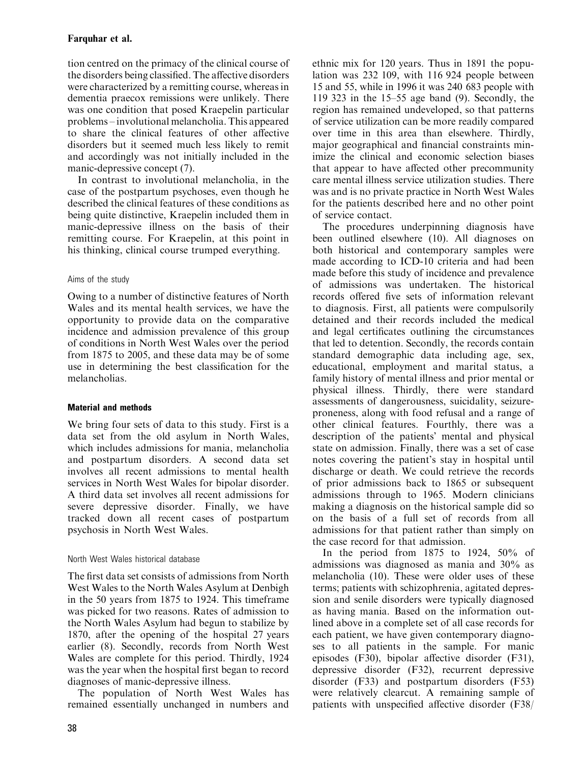tion centred on the primacy of the clinical course of the disorders being classified. The affective disorders were characterized by a remitting course, whereas in dementia praecox remissions were unlikely. There was one condition that posed Kraepelin particular problems – involutional melancholia. This appeared to share the clinical features of other affective disorders but it seemed much less likely to remit and accordingly was not initially included in the manic-depressive concept (7).

In contrast to involutional melancholia, in the case of the postpartum psychoses, even though he described the clinical features of these conditions as being quite distinctive, Kraepelin included them in manic-depressive illness on the basis of their remitting course. For Kraepelin, at this point in his thinking, clinical course trumped everything.

### Aims of the study

Owing to a number of distinctive features of North Wales and its mental health services, we have the opportunity to provide data on the comparative incidence and admission prevalence of this group of conditions in North West Wales over the period from 1875 to 2005, and these data may be of some use in determining the best classification for the melancholias.

## Material and methods

We bring four sets of data to this study. First is a data set from the old asylum in North Wales, which includes admissions for mania, melancholia and postpartum disorders. A second data set involves all recent admissions to mental health services in North West Wales for bipolar disorder. A third data set involves all recent admissions for severe depressive disorder. Finally, we have tracked down all recent cases of postpartum psychosis in North West Wales.

### North West Wales historical database

The first data set consists of admissions from North West Wales to the North Wales Asylum at Denbigh in the 50 years from 1875 to 1924. This timeframe was picked for two reasons. Rates of admission to the North Wales Asylum had begun to stabilize by 1870, after the opening of the hospital 27 years earlier (8). Secondly, records from North West Wales are complete for this period. Thirdly, 1924 was the year when the hospital first began to record diagnoses of manic-depressive illness.

The population of North West Wales has remained essentially unchanged in numbers and ethnic mix for 120 years. Thus in 1891 the population was 232 109, with 116 924 people between 15 and 55, while in 1996 it was 240 683 people with 119 323 in the 15–55 age band (9). Secondly, the region has remained undeveloped, so that patterns of service utilization can be more readily compared over time in this area than elsewhere. Thirdly, major geographical and financial constraints minimize the clinical and economic selection biases that appear to have affected other precommunity care mental illness service utilization studies. There was and is no private practice in North West Wales for the patients described here and no other point of service contact.

The procedures underpinning diagnosis have been outlined elsewhere (10). All diagnoses on both historical and contemporary samples were made according to ICD-10 criteria and had been made before this study of incidence and prevalence of admissions was undertaken. The historical records offered five sets of information relevant to diagnosis. First, all patients were compulsorily detained and their records included the medical and legal certificates outlining the circumstances that led to detention. Secondly, the records contain standard demographic data including age, sex, educational, employment and marital status, a family history of mental illness and prior mental or physical illness. Thirdly, there were standard assessments of dangerousness, suicidality, seizure-proneness, along with food refusal and a range of other clinical features. Fourthly, there was a description of the patients' mental and physical state on admission. Finally, there was a set of case notes covering the patient's stay in hospital until discharge or death. We could retrieve the records of prior admissions back to 1865 or subsequent admissions through to 1965. Modern clinicians making a diagnosis on the historical sample did so on the basis of a full set of records from all admissions for that patient rather than simply on the case record for that admission.

In the period from 1875 to 1924, 50% of admissions was diagnosed as mania and 30% as melancholia (10). These were older uses of these terms; patients with schizophrenia, agitated depression and senile disorders were typically diagnosed as having mania. Based on the information outlined above in a complete set of all case records for each patient, we have given contemporary diagnoses to all patients in the sample. For manic episodes (F30), bipolar affective disorder (F31), depressive disorder (F32), recurrent depressive disorder (F33) and postpartum disorders (F53) were relatively clearcut. A remaining sample of patients with unspecified affective disorder (F38/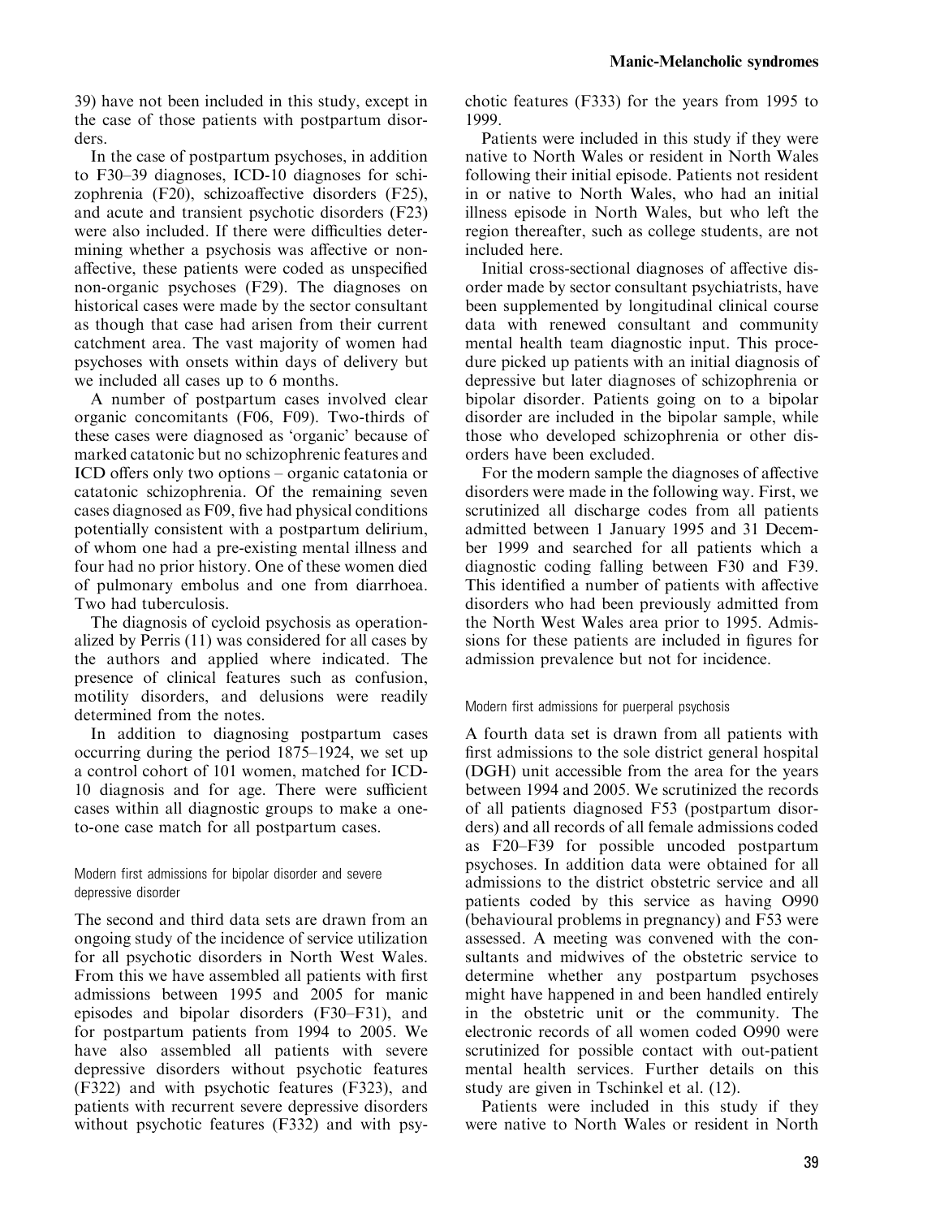39) have not been included in this study, except in the case of those patients with postpartum disorders.

In the case of postpartum psychoses, in addition to F30–39 diagnoses, ICD-10 diagnoses for schizophrenia (F20), schizoaffective disorders (F25), and acute and transient psychotic disorders (F23) were also included. If there were difficulties determining whether a psychosis was affective or non-affective, these patients were coded as unspecified non-organic psychoses (F29). The diagnoses on historical cases were made by the sector consultant as though that case had arisen from their current catchment area. The vast majority of women had psychoses with onsets within days of delivery but we included all cases up to 6 months.

A number of postpartum cases involved clear organic concomitants (F06, F09). Two-thirds of these cases were diagnosed as 'organic' because of marked catatonic but no schizophrenic features and ICD offers only two options – organic catatonia or catatonic schizophrenia. Of the remaining seven cases diagnosed as F09, five had physical conditions potentially consistent with a postpartum delirium, of whom one had a pre-existing mental illness and four had no prior history. One of these women died of pulmonary embolus and one from diarrhoea. Two had tuberculosis.

The diagnosis of cycloid psychosis as operationalized by Perris (11) was considered for all cases by the authors and applied where indicated. The presence of clinical features such as confusion, motility disorders, and delusions were readily determined from the notes.

In addition to diagnosing postpartum cases occurring during the period 1875–1924, we set up a control cohort of 101 women, matched for ICD-10 diagnosis and for age. There were sufficient cases within all diagnostic groups to make a one-to-one case match for all postpartum cases.

### Modern first admissions for bipolar disorder and severe depressive disorder

The second and third data sets are drawn from an ongoing study of the incidence of service utilization for all psychotic disorders in North West Wales. From this we have assembled all patients with first admissions between 1995 and 2005 for manic episodes and bipolar disorders (F30–F31), and for postpartum patients from 1994 to 2005. We have also assembled all patients with severe depressive disorders without psychotic features (F322) and with psychotic features (F323), and patients with recurrent severe depressive disorders without psychotic features (F332) and with psychotic features (F333) for the years from 1995 to 1999.

Patients were included in this study if they were native to North Wales or resident in North Wales following their initial episode. Patients not resident in or native to North Wales, who had an initial illness episode in North Wales, but who left the region thereafter, such as college students, are not included here.

Initial cross-sectional diagnoses of affective disorder made by sector consultant psychiatrists, have been supplemented by longitudinal clinical course data with renewed consultant and community mental health team diagnostic input. This procedure picked up patients with an initial diagnosis of depressive but later diagnoses of schizophrenia or bipolar disorder. Patients going on to a bipolar disorder are included in the bipolar sample, while those who developed schizophrenia or other disorders have been excluded.

For the modern sample the diagnoses of affective disorders were made in the following way. First, we scrutinized all discharge codes from all patients admitted between 1 January 1995 and 31 December 1999 and searched for all patients which a diagnostic coding falling between F30 and F39. This identified a number of patients with affective disorders who had been previously admitted from the North West Wales area prior to 1995. Admissions for these patients are included in figures for admission prevalence but not for incidence.

### Modern first admissions for puerperal psychosis

A fourth data set is drawn from all patients with first admissions to the sole district general hospital (DGH) unit accessible from the area for the years between 1994 and 2005. We scrutinized the records of all patients diagnosed F53 (postpartum disorders) and all records of all female admissions coded as F20–F39 for possible uncoded postpartum psychoses. In addition data were obtained for all admissions to the district obstetric service and all patients coded by this service as having O990 (behavioural problems in pregnancy) and F53 were assessed. A meeting was convened with the consultants and midwives of the obstetric service to determine whether any postpartum psychoses might have happened in and been handled entirely in the obstetric unit or the community. The electronic records of all women coded O990 were scrutinized for possible contact with out-patient mental health services. Further details on this study are given in Tschinkel et al. (12).

Patients were included in this study if they were native to North Wales or resident in North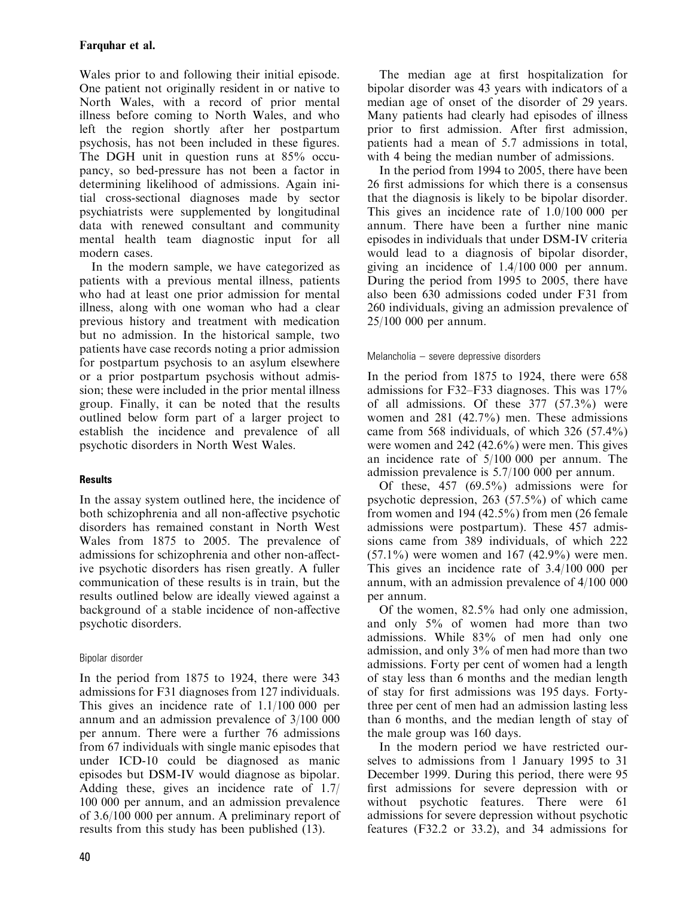Wales prior to and following their initial episode. One patient not originally resident in or native to North Wales, with a record of prior mental illness before coming to North Wales, and who left the region shortly after her postpartum psychosis, has not been included in these figures. The DGH unit in question runs at 85% occupancy, so bed-pressure has not been a factor in determining likelihood of admissions. Again initial cross-sectional diagnoses made by sector psychiatrists were supplemented by longitudinal data with renewed consultant and community mental health team diagnostic input for all modern cases.

In the modern sample, we have categorized as patients with a previous mental illness, patients who had at least one prior admission for mental illness, along with one woman who had a clear previous history and treatment with medication but no admission. In the historical sample, two patients have case records noting a prior admission for postpartum psychosis to an asylum elsewhere or a prior postpartum psychosis without admission; these were included in the prior mental illness group. Finally, it can be noted that the results outlined below form part of a larger project to establish the incidence and prevalence of all psychotic disorders in North West Wales.

## Results

In the assay system outlined here, the incidence of both schizophrenia and all non-affective psychotic disorders has remained constant in North West Wales from 1875 to 2005. The prevalence of admissions for schizophrenia and other non-affective psychotic disorders has risen greatly. A fuller communication of these results is in train, but the results outlined below are ideally viewed against a background of a stable incidence of non-affective psychotic disorders.

### Bipolar disorder

In the period from 1875 to 1924, there were 343 admissions for F31 diagnoses from 127 individuals. This gives an incidence rate of 1.1/100 000 per annum and an admission prevalence of 3/100 000 per annum. There were a further 76 admissions from 67 individuals with single manic episodes that under ICD-10 could be diagnosed as manic episodes but DSM-IV would diagnose as bipolar. Adding these, gives an incidence rate of 1.7/100 000 per annum, and an admission prevalence of 3.6/100 000 per annum. A preliminary report of results from this study has been published (13).

The median age at first hospitalization for bipolar disorder was 43 years with indicators of a median age of onset of the disorder of 29 years. Many patients had clearly had episodes of illness prior to first admission. After first admission, patients had a mean of 5.7 admissions in total, with 4 being the median number of admissions.

In the period from 1994 to 2005, there have been 26 first admissions for which there is a consensus that the diagnosis is likely to be bipolar disorder. This gives an incidence rate of 1.0/100 000 per annum. There have been a further nine manic episodes in individuals that under DSM-IV criteria would lead to a diagnosis of bipolar disorder, giving an incidence of 1.4/100 000 per annum. During the period from 1995 to 2005, there have also been 630 admissions coded under F31 from 260 individuals, giving an admission prevalence of 25/100 000 per annum.

### Melancholia – severe depressive disorders

In the period from 1875 to 1924, there were 658 admissions for F32–F33 diagnoses. This was 17% of all admissions. Of these 377 (57.3%) were women and 281 (42.7%) men. These admissions came from 568 individuals, of which 326 (57.4%) were women and 242 (42.6%) were men. This gives an incidence rate of 5/100 000 per annum. The admission prevalence is 5.7/100 000 per annum.

Of these, 457 (69.5%) admissions were for psychotic depression, 263 (57.5%) of which came from women and 194 (42.5%) from men (26 female admissions were postpartum). These 457 admissions came from 389 individuals, of which 222 (57.1%) were women and 167 (42.9%) were men. This gives an incidence rate of 3.4/100 000 per annum, with an admission prevalence of 4/100 000 per annum.

Of the women, 82.5% had only one admission, and only 5% of women had more than two admissions. While 83% of men had only one admission, and only 3% of men had more than two admissions. Forty per cent of women had a length of stay less than 6 months and the median length of stay for first admissions was 195 days. Forty-three per cent of men had an admission lasting less than 6 months, and the median length of stay of the male group was 160 days.

In the modern period we have restricted ourselves to admissions from 1 January 1995 to 31 December 1999. During this period, there were 95 first admissions for severe depression with or without psychotic features. There were 61 admissions for severe depression without psychotic features (F32.2 or 33.2), and 34 admissions for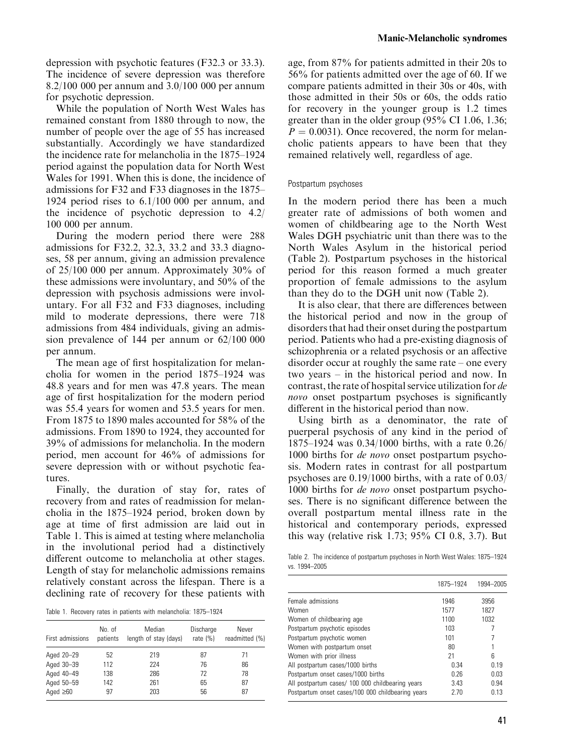depression with psychotic features (F32.3 or 33.3). The incidence of severe depression was therefore 8.2/100 000 per annum and 3.0/100 000 per annum for psychotic depression.

While the population of North West Wales has remained constant from 1880 through to now, the number of people over the age of 55 has increased substantially. Accordingly we have standardized the incidence rate for melancholia in the 1875–1924 period against the population data for North West Wales for 1991. When this is done, the incidence of admissions for F32 and F33 diagnoses in the 1875–1924 period rises to 6.1/100 000 per annum, and the incidence of psychotic depression to 4.2/100 000 per annum.

During the modern period there were 288 admissions for F32.2, 32.3, 33.2 and 33.3 diagnoses, 58 per annum, giving an admission prevalence of 25/100 000 per annum. Approximately 30% of these admissions were involuntary, and 50% of the depression with psychosis admissions were involuntary. For all F32 and F33 diagnoses, including mild to moderate depressions, there were 718 admissions from 484 individuals, giving an admission prevalence of 144 per annum or 62/100 000 per annum.

The mean age of first hospitalization for melancholia for women in the period 1875–1924 was 48.8 years and for men was 47.8 years. The mean age of first hospitalization for the modern period was 55.4 years for women and 53.5 years for men. From 1875 to 1890 males accounted for 58% of the admissions. From 1890 to 1924, they accounted for 39% of admissions for melancholia. In the modern period, men account for 46% of admissions for severe depression with or without psychotic features.

Finally, the duration of stay for, rates of recovery from and rates of readmission for melancholia in the 1875–1924 period, broken down by age at time of first admission are laid out in Table 1. This is aimed at testing where melancholia in the involutional period had a distinctively different outcome to melancholia at other stages. Length of stay for melancholic admissions remains relatively constant across the lifespan. There is a declining rate of recovery for these patients with age, from 87% for patients admitted in their 20s to 56% for patients admitted over the age of 60. If we compare patients admitted in their 30s or 40s, with those admitted in their 50s or 60s, the odds ratio for recovery in the younger group is 1.2 times greater than in the older group (95% CI 1.06, 1.36; $P = 0.0031$). Once recovered, the norm for melancholic patients appears to have been that they remained relatively well, regardless of age.

Table 1. Recovery rates in patients with melancholia: 1875–1924

| First admissions | No. of patients | Median length of stay (days) | Discharge rate (%) | Never readmitted (%) |
|---|---|---|---|---|
| Aged 20–29 | 52 | 219 | 87 | 71 |
| Aged 30–39 | 112 | 224 | 76 | 86 |
| Aged 40–49 | 138 | 286 | 72 | 78 |
| Aged 50–59 | 142 | 261 | 65 | 87 |
| Aged ≥60 | 97 | 203 | 56 | 87 |

#### Postpartum psychoses

In the modern period there has been a much greater rate of admissions of both women and women of childbearing age to the North West Wales DGH psychiatric unit than there was to the North Wales Asylum in the historical period (Table 2). Postpartum psychoses in the historical period for this reason formed a much greater proportion of female admissions to the asylum than they do to the DGH unit now (Table 2).

It is also clear, that there are differences between the historical period and now in the group of disorders that had their onset during the postpartum period. Patients who had a pre-existing diagnosis of schizophrenia or a related psychosis or an affective disorder occur at roughly the same rate – one every two years – in the historical period and now. In contrast, the rate of hospital service utilization for *de novo* onset postpartum psychoses is significantly different in the historical period than now.

Using birth as a denominator, the rate of puerperal psychosis of any kind in the period of 1875–1924 was 0.34/1000 births, with a rate 0.26/1000 births for *de novo* onset postpartum psychosis. Modern rates in contrast for all postpartum psychoses are 0.19/1000 births, with a rate of 0.03/1000 births for *de novo* onset postpartum psychoses. There is no significant difference between the overall postpartum mental illness rate in the historical and contemporary periods, expressed this way (relative risk 1.73; 95% CI 0.8, 3.7). But

Table 2. The incidence of postpartum psychoses in North West Wales: 1875–1924 vs. 1994–2005

| | 1875–1924 | 1994–2005 |
|---|---|---|
| Female admissions | 1946 | 3956 |
| Women | 1577 | 1827 |
| Women of childbearing age | 1100 | 1032 |
| Postpartum psychotic episodes | 103 | 7 |
| Postpartum psychotic women | 101 | 7 |
| Women with postpartum onset | 80 | 1 |
| Women with prior illness | 21 | 6 |
| All postpartum cases/1000 births | 0.34 | 0.19 |
| Postpartum onset cases/1000 births | 0.26 | 0.03 |
| All postpartum cases/ 100 000 childbearing years | 3.43 | 0.94 |
| Postpartum onset cases/100 000 childbearing years | 2.70 | 0.13 |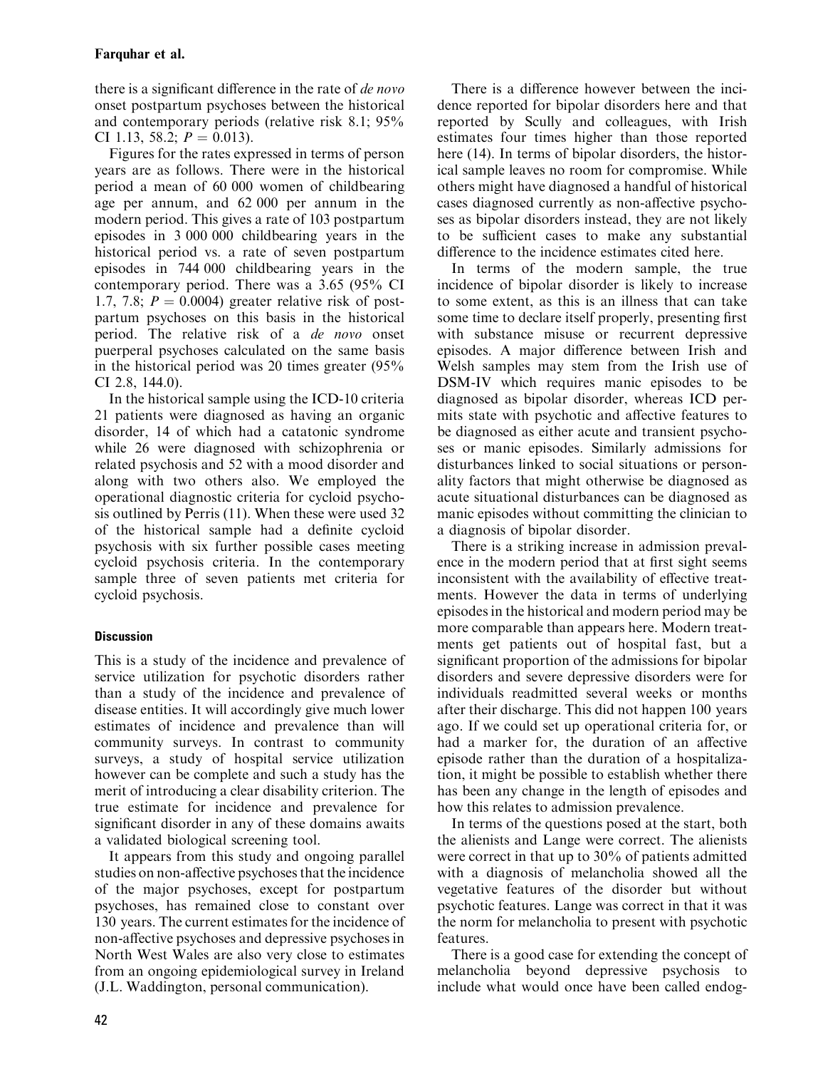there is a significant difference in the rate of *de novo* onset postpartum psychoses between the historical and contemporary periods (relative risk 8.1; 95% CI 1.13, 58.2; $P = 0.013$).

Figures for the rates expressed in terms of person years are as follows. There were in the historical period a mean of 60 000 women of childbearing age per annum, and 62 000 per annum in the modern period. This gives a rate of 103 postpartum episodes in 3 000 000 childbearing years in the historical period vs. a rate of seven postpartum episodes in 744 000 childbearing years in the contemporary period. There was a 3.65 (95% CI 1.7, 7.8; $P = 0.0004$) greater relative risk of postpartum psychoses on this basis in the historical period. The relative risk of a *de novo* onset puerperal psychoses calculated on the same basis in the historical period was 20 times greater (95% CI 2.8, 144.0).

In the historical sample using the ICD-10 criteria 21 patients were diagnosed as having an organic disorder, 14 of which had a catatonic syndrome while 26 were diagnosed with schizophrenia or related psychosis and 52 with a mood disorder and along with two others also. We employed the operational diagnostic criteria for cycloid psychosis outlined by Perris (11). When these were used 32 of the historical sample had a definite cycloid psychosis with six further possible cases meeting cycloid psychosis criteria. In the contemporary sample three of seven patients met criteria for cycloid psychosis.

## Discussion

This is a study of the incidence and prevalence of service utilization for psychotic disorders rather than a study of the incidence and prevalence of disease entities. It will accordingly give much lower estimates of incidence and prevalence than will community surveys. In contrast to community surveys, a study of hospital service utilization however can be complete and such a study has the merit of introducing a clear disability criterion. The true estimate for incidence and prevalence for significant disorder in any of these domains awaits a validated biological screening tool.

It appears from this study and ongoing parallel studies on non-affective psychoses that the incidence of the major psychoses, except for postpartum psychoses, has remained close to constant over 130 years. The current estimates for the incidence of non-affective psychoses and depressive psychoses in North West Wales are also very close to estimates from an ongoing epidemiological survey in Ireland (J.L. Waddington, personal communication).

There is a difference however between the incidence reported for bipolar disorders here and that reported by Scully and colleagues, with Irish estimates four times higher than those reported here (14). In terms of bipolar disorders, the historical sample leaves no room for compromise. While others might have diagnosed a handful of historical cases diagnosed currently as non-affective psychoses as bipolar disorders instead, they are not likely to be sufficient cases to make any substantial difference to the incidence estimates cited here.

In terms of the modern sample, the true incidence of bipolar disorder is likely to increase to some extent, as this is an illness that can take some time to declare itself properly, presenting first with substance misuse or recurrent depressive episodes. A major difference between Irish and Welsh samples may stem from the Irish use of DSM-IV which requires manic episodes to be diagnosed as bipolar disorder, whereas ICD permits state with psychotic and affective features to be diagnosed as either acute and transient psychoses or manic episodes. Similarly admissions for disturbances linked to social situations or personality factors that might otherwise be diagnosed as acute situational disturbances can be diagnosed as manic episodes without committing the clinician to a diagnosis of bipolar disorder.

There is a striking increase in admission prevalence in the modern period that at first sight seems inconsistent with the availability of effective treatments. However the data in terms of underlying episodes in the historical and modern period may be more comparable than appears here. Modern treatments get patients out of hospital fast, but a significant proportion of the admissions for bipolar disorders and severe depressive disorders were for individuals readmitted several weeks or months after their discharge. This did not happen 100 years ago. If we could set up operational criteria for, or had a marker for, the duration of an affective episode rather than the duration of a hospitalization, it might be possible to establish whether there has been any change in the length of episodes and how this relates to admission prevalence.

In terms of the questions posed at the start, both the alienists and Lange were correct. The alienists were correct in that up to 30% of patients admitted with a diagnosis of melancholia showed all the vegetative features of the disorder but without psychotic features. Lange was correct in that it was the norm for melancholia to present with psychotic features.

There is a good case for extending the concept of melancholia beyond depressive psychosis to include what would once have been called endog-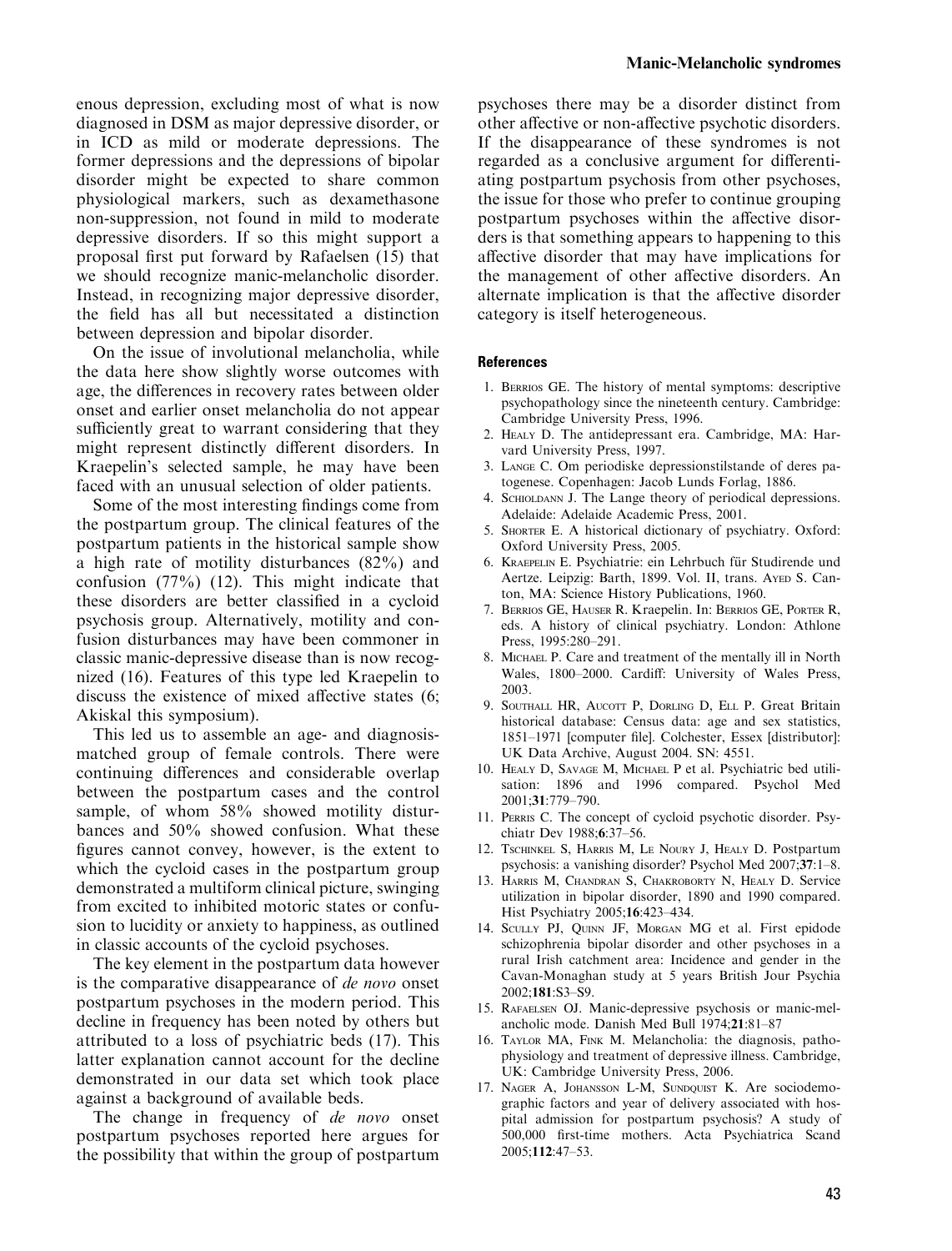enous depression, excluding most of what is now diagnosed in DSM as major depressive disorder, or in ICD as mild or moderate depressions. The former depressions and the depressions of bipolar disorder might be expected to share common physiological markers, such as dexamethasone non-suppression, not found in mild to moderate depressive disorders. If so this might support a proposal first put forward by Rafaelsen (15) that we should recognize manic-melancholic disorder. Instead, in recognizing major depressive disorder, the field has all but necessitated a distinction between depression and bipolar disorder.

On the issue of involutional melancholia, while the data here show slightly worse outcomes with age, the differences in recovery rates between older onset and earlier onset melancholia do not appear sufficiently great to warrant considering that they might represent distinctly different disorders. In Kraepelin's selected sample, he may have been faced with an unusual selection of older patients.

Some of the most interesting findings come from the postpartum group. The clinical features of the postpartum patients in the historical sample show a high rate of motility disturbances (82%) and confusion (77%) (12). This might indicate that these disorders are better classified in a cycloid psychosis group. Alternatively, motility and confusion disturbances may have been commoner in classic manic-depressive disease than is now recognized (16). Features of this type led Kraepelin to discuss the existence of mixed affective states (6; Akiskal this symposium).

This led us to assemble an age- and diagnosis-matched group of female controls. There were continuing differences and considerable overlap between the postpartum cases and the control sample, of whom 58% showed motility disturbances and 50% showed confusion. What these figures cannot convey, however, is the extent to which the cycloid cases in the postpartum group demonstrated a multiform clinical picture, swinging from excited to inhibited motoric states or confusion to lucidity or anxiety to happiness, as outlined in classic accounts of the cycloid psychoses.

The key element in the postpartum data however is the comparative disappearance of *de novo* onset postpartum psychoses in the modern period. This decline in frequency has been noted by others but attributed to a loss of psychiatric beds (17). This latter explanation cannot account for the decline demonstrated in our data set which took place against a background of available beds.

The change in frequency of *de novo* onset postpartum psychoses reported here argues for the possibility that within the group of postpartum psychoses there may be a disorder distinct from other affective or non-affective psychotic disorders. If the disappearance of these syndromes is not regarded as a conclusive argument for differentiating postpartum psychosis from other psychoses, the issue for those who prefer to continue grouping postpartum psychoses within the affective disorders is that something appears to happening to this affective disorder that may have implications for the management of other affective disorders. An alternate implication is that the affective disorder category is itself heterogeneous.

## References

1. Berrios GE. The history of mental symptoms: descriptive psychopathology since the nineteenth century. Cambridge: Cambridge University Press, 1996.
2. Healy D. The antidepressant era. Cambridge, MA: Harvard University Press, 1997.
3. Lange C. Om periodiske depressionstilstande of deres patogenese. Copenhagen: Jacob Lunds Forlag, 1886.
4. Schioldann J. The Lange theory of periodical depressions. Adelaide: Adelaide Academic Press, 2001.
5. Shorter E. A historical dictionary of psychiatry. Oxford: Oxford University Press, 2005.
6. Kraepelin E. Psychiatrie: ein Lehrbuch für Studirende und Aertze. Leipzig: Barth, 1899. Vol. II, trans. Ayed S. Canton, MA: Science History Publications, 1960.
7. Berrios GE, Hauser R. Kraepelin. In: Berrios GE, Porter R, eds. A history of clinical psychiatry. London: Athlone Press, 1995:280–291.
8. Michael P. Care and treatment of the mentally ill in North Wales, 1800–2000. Cardiff: University of Wales Press, 2003.
9. Southall HR, Aucott P, Dorling D, Ell P. Great Britain historical database: Census data: age and sex statistics, 1851–1971 [computer file]. Colchester, Essex [distributor]: UK Data Archive, August 2004. SN: 4551.
10. Healy D, Savage M, Michael P et al. Psychiatric bed utilisation: 1896 and 1996 compared. Psychol Med 2001;**31**:779–790.
11. Perris C. The concept of cycloid psychotic disorder. Psychiatr Dev 1988;**6**:37–56.
12. Tschinkel S, Harris M, Le Noury J, Healy D. Postpartum psychosis: a vanishing disorder? Psychol Med 2007;**37**:1–8.
13. Harris M, Chandran S, Chakroborty N, Healy D. Service utilization in bipolar disorder, 1890 and 1990 compared. Hist Psychiatry 2005;**16**:423–434.
14. Scully PJ, Quinn JF, Morgan MG et al. First epidode schizophrenia bipolar disorder and other psychoses in a rural Irish catchment area: Incidence and gender in the Cavan-Monaghan study at 5 years British Jour Psychia 2002;**181**:S3–S9.
15. Rafaelsen OJ. Manic-depressive psychosis or manic-melancholic mode. Danish Med Bull 1974;**21**:81–87
16. Taylor MA, Fink M. Melancholia: the diagnosis, pathophysiology and treatment of depressive illness. Cambridge, UK: Cambridge University Press, 2006.
17. Nager A, Johansson L-M, Sundquist K. Are sociodemographic factors and year of delivery associated with hospital admission for postpartum psychosis? A study of 500,000 first-time mothers. Acta Psychiatrica Scand 2005;**112**:47–53.